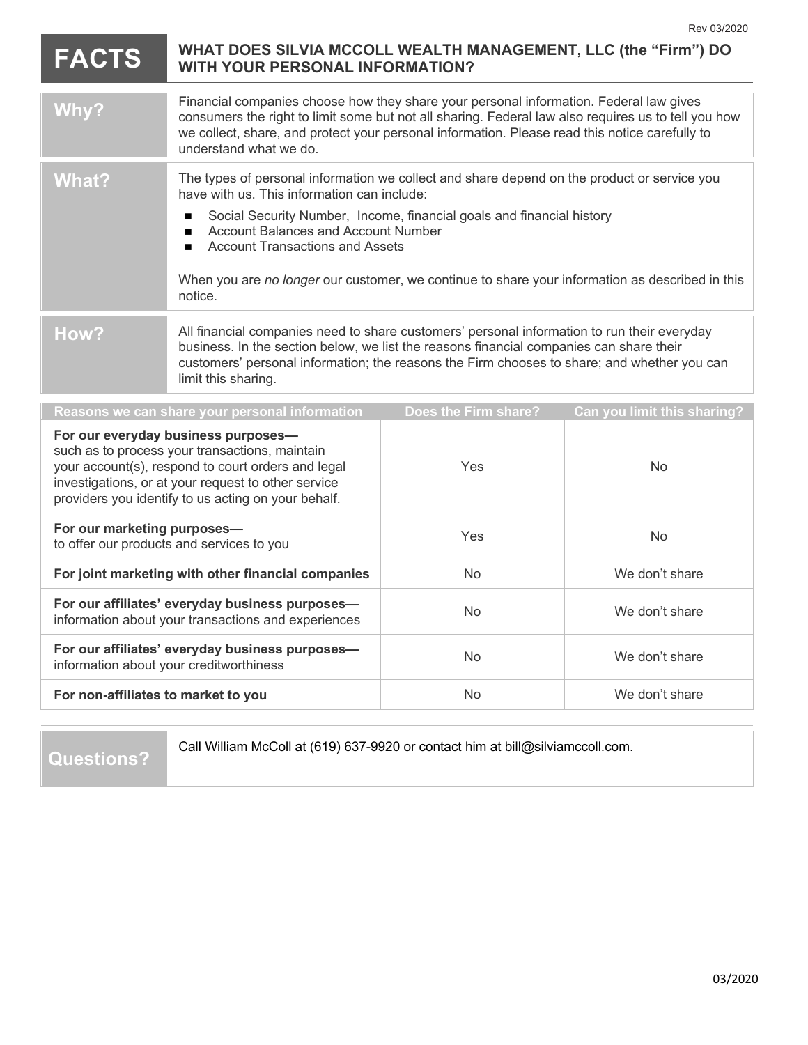Rev 03/2020

# FACTS — WHAT DOES SILVIA MCCOLL WEALTH MANAGEMENT, LLC (the "Firm") DO WITH YOUR PERSONAL INFORMATION?

## Why?

Financial companies choose how they share your personal information. Federal law gives consumers the right to limit some but not all sharing. Federal law also requires us to tell you how we collect, share, and protect your personal information. Please read this notice carefully to understand what we do.

## What?

The types of personal information we collect and share depend on the product or service you have with us. This information can include:

- Social Security Number, Income, financial goals and financial history
- Account Balances and Account Number
- Account Transactions and Assets

When you are *no longer* our customer, we continue to share your information as described in this notice.

## How?

All financial companies need to share customers' personal information to run their everyday business. In the section below, we list the reasons financial companies can share their customers' personal information; the reasons the Firm chooses to share; and whether you can limit this sharing.

| Reasons we can share your personal information | Does the Firm share? | Can you limit this sharing? |
|---|---|---|
| **For our everyday business purposes—** such as to process your transactions, maintain your account(s), respond to court orders and legal investigations, or at your request to other service providers you identify to us acting on your behalf. | Yes | No |
| **For our marketing purposes—** to offer our products and services to you | Yes | No |
| **For joint marketing with other financial companies** | No | We don't share |
| **For our affiliates' everyday business purposes—** information about your transactions and experiences | No | We don't share |
| **For our affiliates' everyday business purposes—** information about your creditworthiness | No | We don't share |
| **For non-affiliates to market to you** | No | We don't share |

## Questions?

Call William McColl at (619) 637-9920 or contact him at bill@silviamccoll.com.

03/2020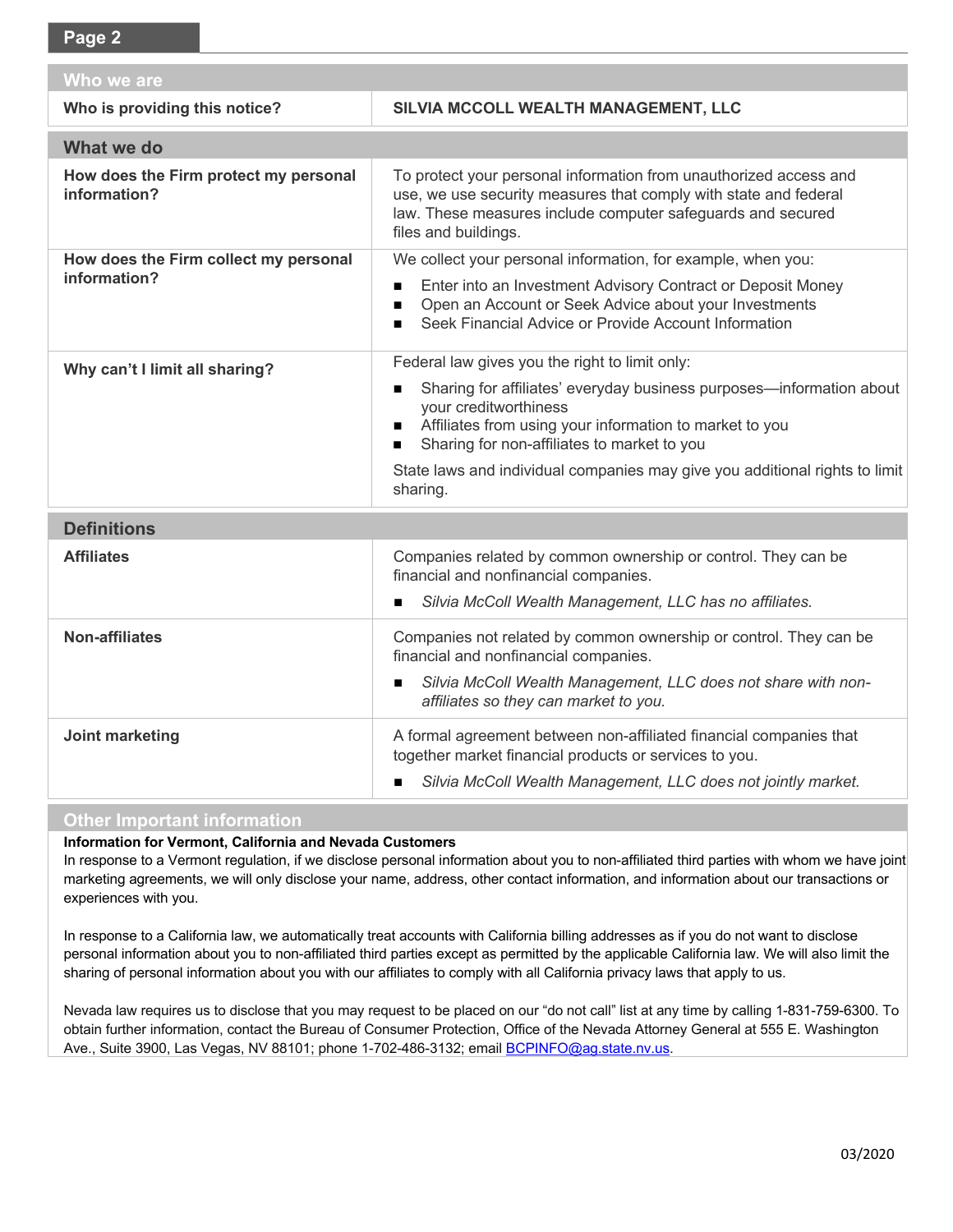| Who we are | |
|---|---|
| **Who is providing this notice?** | **SILVIA MCCOLL WEALTH MANAGEMENT, LLC** |

| What we do | |
|---|---|
| **How does the Firm protect my personal information?** | To protect your personal information from unauthorized access and use, we use security measures that comply with state and federal law. These measures include computer safeguards and secured files and buildings. |
| **How does the Firm collect my personal information?** | We collect your personal information, for example, when you:<br>▪ Enter into an Investment Advisory Contract or Deposit Money<br>▪ Open an Account or Seek Advice about your Investments<br>▪ Seek Financial Advice or Provide Account Information |
| **Why can't I limit all sharing?** | Federal law gives you the right to limit only:<br>▪ Sharing for affiliates' everyday business purposes—information about your creditworthiness<br>▪ Affiliates from using your information to market to you<br>▪ Sharing for non-affiliates to market to you<br>State laws and individual companies may give you additional rights to limit sharing. |

| Definitions | |
|---|---|
| **Affiliates** | Companies related by common ownership or control. They can be financial and nonfinancial companies.<br>▪ *Silvia McColl Wealth Management, LLC has no affiliates.* |
| **Non-affiliates** | Companies not related by common ownership or control. They can be financial and nonfinancial companies.<br>▪ *Silvia McColl Wealth Management, LLC does not share with non-affiliates so they can market to you.* |
| **Joint marketing** | A formal agreement between non-affiliated financial companies that together market financial products or services to you.<br>▪ *Silvia McColl Wealth Management, LLC does not jointly market.* |

## Other Important information

**Information for Vermont, California and Nevada Customers**

In response to a Vermont regulation, if we disclose personal information about you to non-affiliated third parties with whom we have joint marketing agreements, we will only disclose your name, address, other contact information, and information about our transactions or experiences with you.

In response to a California law, we automatically treat accounts with California billing addresses as if you do not want to disclose personal information about you to non-affiliated third parties except as permitted by the applicable California law. We will also limit the sharing of personal information about you with our affiliates to comply with all California privacy laws that apply to us.

Nevada law requires us to disclose that you may request to be placed on our "do not call" list at any time by calling 1-831-759-6300. To obtain further information, contact the Bureau of Consumer Protection, Office of the Nevada Attorney General at 555 E. Washington Ave., Suite 3900, Las Vegas, NV 88101; phone 1-702-486-3132; email BCPINFO@ag.state.nv.us.

03/2020